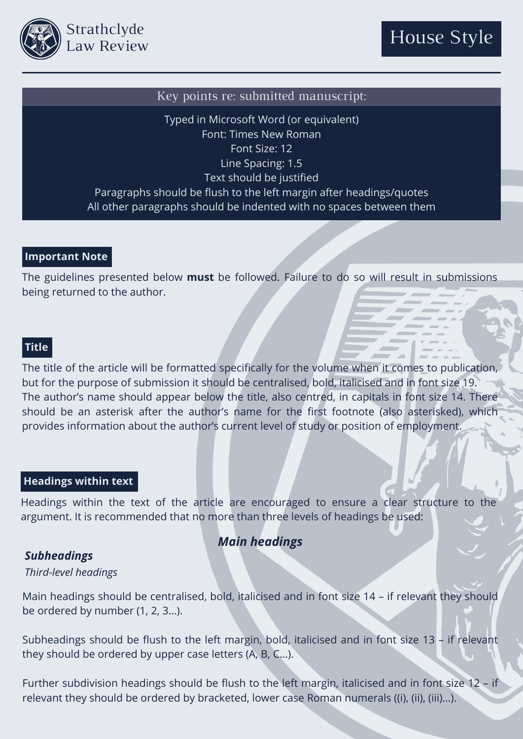Strathclyde Law Review

# House Style

## Key points re: submitted manuscript:

Typed in Microsoft Word (or equivalent)
Font: Times New Roman
Font Size: 12
Line Spacing: 1.5
Text should be justified
Paragraphs should be flush to the left margin after headings/quotes
All other paragraphs should be indented with no spaces between them

## Important Note

The guidelines presented below **must** be followed. Failure to do so will result in submissions being returned to the author.

## Title

The title of the article will be formatted specifically for the volume when it comes to publication, but for the purpose of submission it should be centralised, bold, italicised and in font size 19.
The author's name should appear below the title, also centred, in capitals in font size 14. There should be an asterisk after the author's name for the first footnote (also asterisked), which provides information about the author's current level of study or position of employment.

## Headings within text

Headings within the text of the article are encouraged to ensure a clear structure to the argument. It is recommended that no more than three levels of headings be used:

***Main headings***

***Subheadings***

*Third-level headings*

Main headings should be centralised, bold, italicised and in font size 14 – if relevant they should be ordered by number (1, 2, 3…).

Subheadings should be flush to the left margin, bold, italicised and in font size 13 – if relevant they should be ordered by upper case letters (A, B, C…).

Further subdivision headings should be flush to the left margin, italicised and in font size 12 – if relevant they should be ordered by bracketed, lower case Roman numerals ((i), (ii), (iii)…).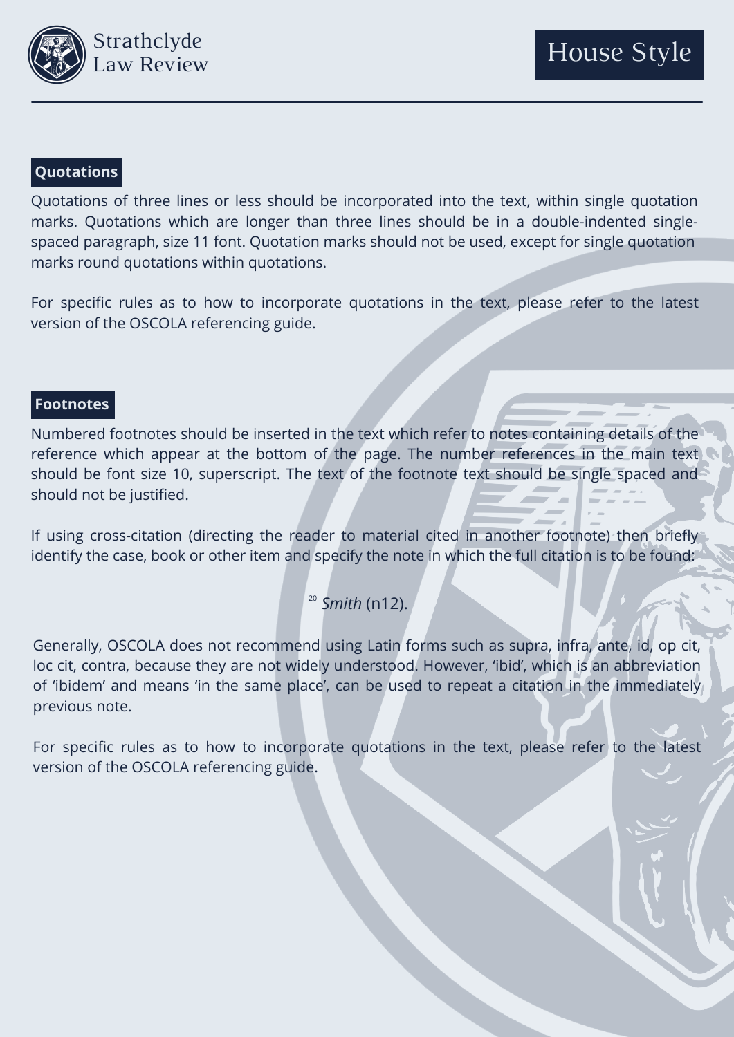## Quotations

Quotations of three lines or less should be incorporated into the text, within single quotation marks. Quotations which are longer than three lines should be in a double-indented single-spaced paragraph, size 11 font. Quotation marks should not be used, except for single quotation marks round quotations within quotations.

For specific rules as to how to incorporate quotations in the text, please refer to the latest version of the OSCOLA referencing guide.

## Footnotes

Numbered footnotes should be inserted in the text which refer to notes containing details of the reference which appear at the bottom of the page. The number references in the main text should be font size 10, superscript. The text of the footnote text should be single spaced and should not be justified.

If using cross-citation (directing the reader to material cited in another footnote) then briefly identify the case, book or other item and specify the note in which the full citation is to be found:

[20] *Smith* (n12).

Generally, OSCOLA does not recommend using Latin forms such as supra, infra, ante, id, op cit, loc cit, contra, because they are not widely understood. However, 'ibid', which is an abbreviation of 'ibidem' and means 'in the same place', can be used to repeat a citation in the immediately previous note.

For specific rules as to how to incorporate quotations in the text, please refer to the latest version of the OSCOLA referencing guide.